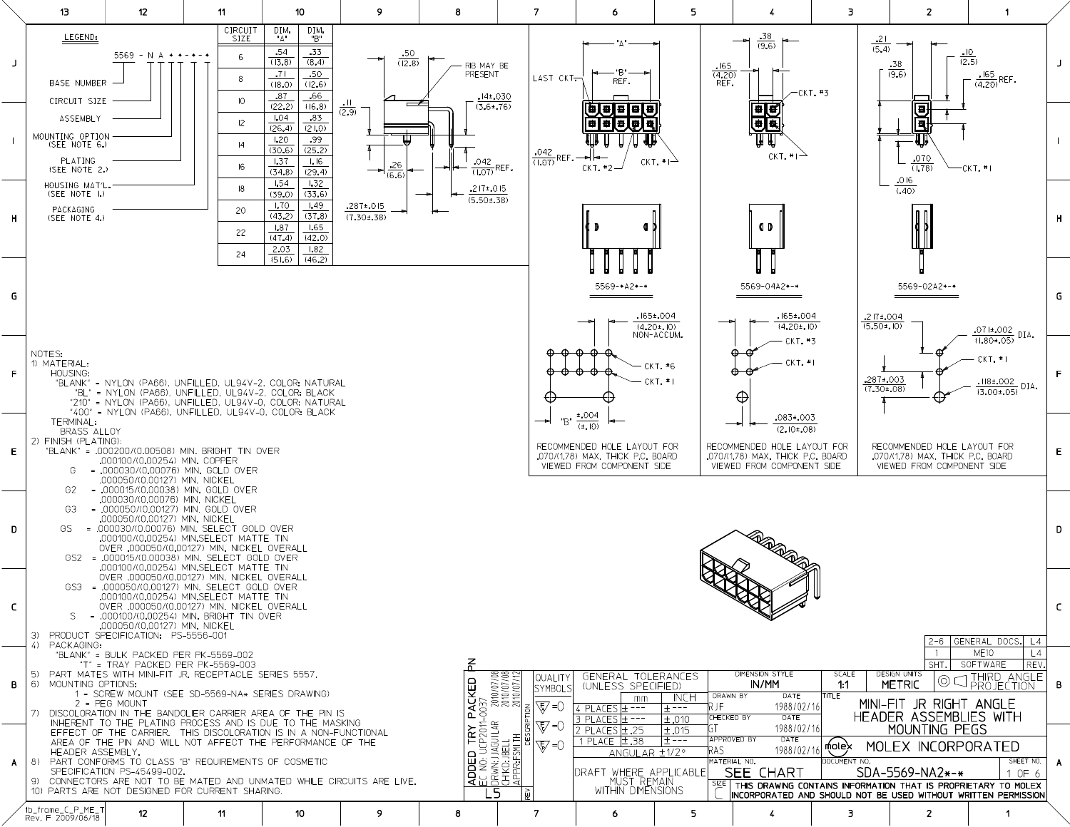# MINI-FIT JR RIGHT ANGLE HEADER ASSEMBLIES WITH MOUNTING PEGS

**LEGEND:**

5569 - N A * * - * - *

- BASE NUMBER
- CIRCUIT SIZE
- ASSEMBLY
- MOUNTING OPTION (SEE NOTE 6.)
- PLATING (SEE NOTE 2.)
- HOUSING MAT'L. (SEE NOTE 1.)
- PACKAGING (SEE NOTE 4.)

| CIRCUIT SIZE | DIM. "A" | DIM. "B" |
|---|---|---|
| 6 | .54 (13.8) | .33 (8.4) |
| 8 | .71 (18.0) | .50 (12.6) |
| 10 | .87 (22.2) | .66 (16.8) |
| 12 | 1.04 (26.4) | .83 (21.0) |
| 14 | 1.20 (30.6) | .99 (25.2) |
| 16 | 1.37 (34.8) | 1.16 (29.4) |
| 18 | 1.54 (39.0) | 1.32 (33.6) |
| 20 | 1.70 (43.2) | 1.49 (37.8) |
| 22 | 1.87 (47.4) | 1.65 (42.0) |
| 24 | 2.03 (51.6) | 1.82 (46.2) |

.50 (12.8); RIB MAY BE PRESENT; .11 (2.9); .14±.030 (3.6±.76); .26 (6.6); .042 (1.07) REF.; .217±.015 (5.50±.38); .287±.015 (7.30±.38)

"A"; "B" REF.; LAST CKT.; .042 (1.07) REF.; CKT. #2; CKT. #1

.38 (9.6); .165 (4.20) REF.; CKT. #3; CKT. #1

.21 (5.4); .38 (9.6); .10 (2.5); .165 (4.20) REF.; .070 (1.78); CKT. #1; .016 (.40)

5569-*A2*-* 5569-04A2*-* 5569-02A2*-*

.165±.004 (4.20±.10) NON-ACCUM.; CKT. #6; CKT. #1; "B" ±.004 (±.10)

.165±.004 (4.20±.10); CKT. #3; CKT. #1; .083±.003 (2.10±.08)

.217±.004 (5.50±.10); .071±.002 (1.80±.05) DIA.; CKT. #1; .287±.003 (7.30±.08); .118±.002 (3.00±.05) DIA.

RECOMMENDED HOLE LAYOUT FOR .070/(1.78) MAX. THICK P.C. BOARD VIEWED FROM COMPONENT SIDE

## NOTES:

1) MATERIAL:
   HOUSING:
   "BLANK" - NYLON (PA66), UNFILLED, UL94V-2, COLOR: NATURAL
   "BL" = NYLON (PA66), UNFILLED, UL94V-2, COLOR: BLACK
   "210" = NYLON (PA66), UNFILLED, UL94V-0, COLOR: NATURAL
   "400" = NYLON (PA66), UNFILLED, UL94V-0, COLOR: BLACK
   TERMINAL:
   BRASS ALLOY
2) FINISH (PLATING):
   "BLANK" = .000200/(0.00508) MIN. BRIGHT TIN OVER .000100/(0.00254) MIN. COPPER
   G = .000030/(0.00076) MIN. GOLD OVER .000050/(0.00127) MIN. NICKEL
   G2 = .000015/(0.00038) MIN. GOLD OVER .000030/(0.00076) MIN. NICKEL
   G3 = .000050/(0.00127) MIN. GOLD OVER .000050/(0.00127) MIN. NICKEL
   GS = .000030/(0.00076) MIN. SELECT GOLD OVER .000100/(0.00254) MIN.SELECT MATTE TIN OVER .000050/(0.00127) MIN. NICKEL OVERALL
   GS2 = .000015/(0.00038) MIN. SELECT GOLD OVER .000100/(0.00254) MIN.SELECT MATTE TIN OVER .000050/(0.00127) MIN. NICKEL OVERALL
   GS3 = .000050/(0.00127) MIN. SELECT GOLD OVER .000100/(0.00254) MIN.SELECT MATTE TIN OVER .000050/(0.00127) MIN. NICKEL OVERALL
   S = .000100/(0.00254) MIN. BRIGHT TIN OVER .000050/(0.00127) MIN. NICKEL
3) PRODUCT SPECIFICATION: PS-5556-001
4) PACKAGING:
   "BLANK" = BULK PACKED PER PK-5569-002
   "T" = TRAY PACKED PER PK-5569-003
5) PART MATES WITH MINI-FIT JR. RECEPTACLE SERIES 5557.
6) MOUNTING OPTIONS:
   1 = SCREW MOUNT (SEE SD-5569-NA* SERIES DRAWING)
   2 = PEG MOUNT
7) DISCOLORATION IN THE BANDOLIER CARRIER AREA OF THE PIN IS INHERENT TO THE PLATING PROCESS AND IS DUE TO THE MASKING EFFECT OF THE CARRIER. THIS DISCOLORATION IS IN A NON-FUNCTIONAL AREA OF THE PIN AND WILL NOT AFFECT THE PERFORMANCE OF THE HEADER ASSEMBLY.
8) PART CONFORMS TO CLASS "B" REQUIREMENTS OF COSMETIC SPECIFICATION PS-45499-002.
9) CONNECTORS ARE NOT TO BE MATED AND UNMATED WHILE CIRCUITS ARE LIVE.
10) PARTS ARE NOT DESIGNED FOR CURRENT SHARING.

| REV | DESCRIPTION |
|---|---|
| L5 | ADDED TRY PACKED PN; EC NO: UCP2011-0037; DRWN: JJAGUILAR 2010/07/08; CHK'D: JBELL 2010/07/08; APPR: FSMITH 2010/07/12 |

| | 2-6 | GENERAL DOCS. | L4 |
|---|---|---|---|
| | 1 | ME10 | L4 |
| | SHT. | SOFTWARE | REV. |

GENERAL TOLERANCES (UNLESS SPECIFIED)

| | mm | INCH |
|---|---|---|
| 4 PLACES | ±--- | ±--- |
| 3 PLACES | ±--- | ±.010 |
| 2 PLACES | ±.25 | ±.015 |
| 1 PLACE | ±.38 | ±--- |
| ANGULAR | ±1/2° | |

DRAFT WHERE APPLICABLE MUST REMAIN WITHIN DIMENSIONS

DIMENSION STYLE: IN/MM | SCALE: 1:1 | DESIGN UNITS: METRIC | THIRD ANGLE PROJECTION

| | | DATE |
|---|---|---|
| DRAWN BY | RJF | 1988/02/16 |
| CHECKED BY | GT | 1988/02/16 |
| APPROVED BY | RAS | 1988/02/16 |

TITLE: MINI-FIT JR RIGHT ANGLE HEADER ASSEMBLIES WITH MOUNTING PEGS

MOLEX INCORPORATED

MATERIAL NO.: SEE CHART | DOCUMENT NO.: SDA-5569-NA2*-* | SHEET NO. 1 OF 6 | SIZE C

THIS DRAWING CONTAINS INFORMATION THAT IS PROPRIETARY TO MOLEX INCORPORATED AND SHOULD NOT BE USED WITHOUT WRITTEN PERMISSION

tb_frame_C_P_ME_T Rev. F 2009/06/18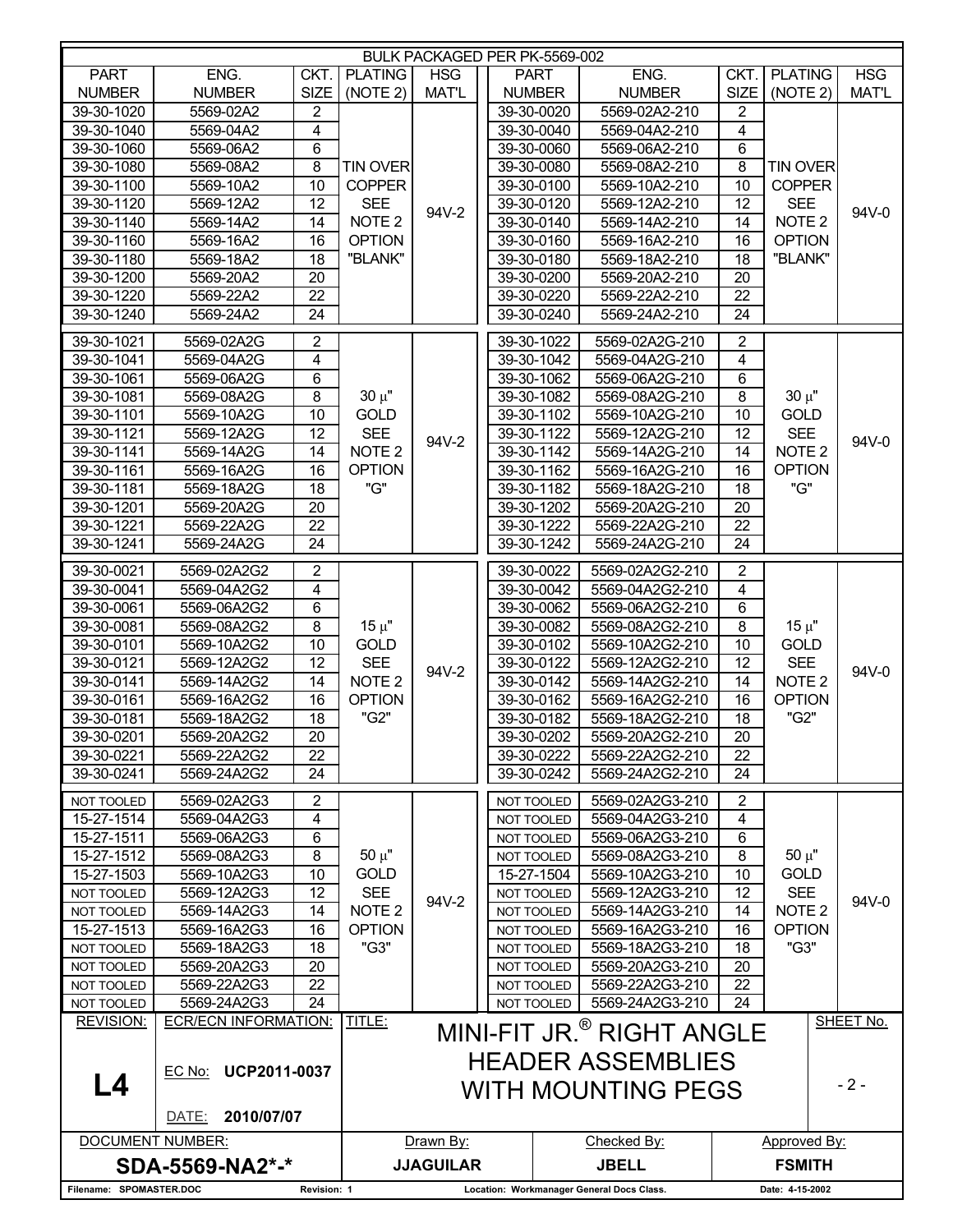| BULK PACKAGED PER PK-5569-002 | | | | | | | | | |
|---|---|---|---|---|---|---|---|---|---|
| PART NUMBER | ENG. NUMBER | CKT. SIZE | PLATING (NOTE 2) | HSG MAT'L | PART NUMBER | ENG. NUMBER | CKT. SIZE | PLATING (NOTE 2) | HSG MAT'L |
| 39-30-1020 | 5569-02A2 | 2 | TIN OVER COPPER SEE NOTE 2 OPTION "BLANK" | 94V-2 | 39-30-0020 | 5569-02A2-210 | 2 | TIN OVER COPPER SEE NOTE 2 OPTION "BLANK" | 94V-0 |
| 39-30-1040 | 5569-04A2 | 4 | | | 39-30-0040 | 5569-04A2-210 | 4 | | |
| 39-30-1060 | 5569-06A2 | 6 | | | 39-30-0060 | 5569-06A2-210 | 6 | | |
| 39-30-1080 | 5569-08A2 | 8 | | | 39-30-0080 | 5569-08A2-210 | 8 | | |
| 39-30-1100 | 5569-10A2 | 10 | | | 39-30-0100 | 5569-10A2-210 | 10 | | |
| 39-30-1120 | 5569-12A2 | 12 | | | 39-30-0120 | 5569-12A2-210 | 12 | | |
| 39-30-1140 | 5569-14A2 | 14 | | | 39-30-0140 | 5569-14A2-210 | 14 | | |
| 39-30-1160 | 5569-16A2 | 16 | | | 39-30-0160 | 5569-16A2-210 | 16 | | |
| 39-30-1180 | 5569-18A2 | 18 | | | 39-30-0180 | 5569-18A2-210 | 18 | | |
| 39-30-1200 | 5569-20A2 | 20 | | | 39-30-0200 | 5569-20A2-210 | 20 | | |
| 39-30-1220 | 5569-22A2 | 22 | | | 39-30-0220 | 5569-22A2-210 | 22 | | |
| 39-30-1240 | 5569-24A2 | 24 | | | 39-30-0240 | 5569-24A2-210 | 24 | | |
| 39-30-1021 | 5569-02A2G | 2 | 30 μ" GOLD SEE NOTE 2 OPTION "G" | 94V-2 | 39-30-1022 | 5569-02A2G-210 | 2 | 30 μ" GOLD SEE NOTE 2 OPTION "G" | 94V-0 |
| 39-30-1041 | 5569-04A2G | 4 | | | 39-30-1042 | 5569-04A2G-210 | 4 | | |
| 39-30-1061 | 5569-06A2G | 6 | | | 39-30-1062 | 5569-06A2G-210 | 6 | | |
| 39-30-1081 | 5569-08A2G | 8 | | | 39-30-1082 | 5569-08A2G-210 | 8 | | |
| 39-30-1101 | 5569-10A2G | 10 | | | 39-30-1102 | 5569-10A2G-210 | 10 | | |
| 39-30-1121 | 5569-12A2G | 12 | | | 39-30-1122 | 5569-12A2G-210 | 12 | | |
| 39-30-1141 | 5569-14A2G | 14 | | | 39-30-1142 | 5569-14A2G-210 | 14 | | |
| 39-30-1161 | 5569-16A2G | 16 | | | 39-30-1162 | 5569-16A2G-210 | 16 | | |
| 39-30-1181 | 5569-18A2G | 18 | | | 39-30-1182 | 5569-18A2G-210 | 18 | | |
| 39-30-1201 | 5569-20A2G | 20 | | | 39-30-1202 | 5569-20A2G-210 | 20 | | |
| 39-30-1221 | 5569-22A2G | 22 | | | 39-30-1222 | 5569-22A2G-210 | 22 | | |
| 39-30-1241 | 5569-24A2G | 24 | | | 39-30-1242 | 5569-24A2G-210 | 24 | | |
| 39-30-0021 | 5569-02A2G2 | 2 | 15 μ" GOLD SEE NOTE 2 OPTION "G2" | 94V-2 | 39-30-0022 | 5569-02A2G2-210 | 2 | 15 μ" GOLD SEE NOTE 2 OPTION "G2" | 94V-0 |
| 39-30-0041 | 5569-04A2G2 | 4 | | | 39-30-0042 | 5569-04A2G2-210 | 4 | | |
| 39-30-0061 | 5569-06A2G2 | 6 | | | 39-30-0062 | 5569-06A2G2-210 | 6 | | |
| 39-30-0081 | 5569-08A2G2 | 8 | | | 39-30-0082 | 5569-08A2G2-210 | 8 | | |
| 39-30-0101 | 5569-10A2G2 | 10 | | | 39-30-0102 | 5569-10A2G2-210 | 10 | | |
| 39-30-0121 | 5569-12A2G2 | 12 | | | 39-30-0122 | 5569-12A2G2-210 | 12 | | |
| 39-30-0141 | 5569-14A2G2 | 14 | | | 39-30-0142 | 5569-14A2G2-210 | 14 | | |
| 39-30-0161 | 5569-16A2G2 | 16 | | | 39-30-0162 | 5569-16A2G2-210 | 16 | | |
| 39-30-0181 | 5569-18A2G2 | 18 | | | 39-30-0182 | 5569-18A2G2-210 | 18 | | |
| 39-30-0201 | 5569-20A2G2 | 20 | | | 39-30-0202 | 5569-20A2G2-210 | 20 | | |
| 39-30-0221 | 5569-22A2G2 | 22 | | | 39-30-0222 | 5569-22A2G2-210 | 22 | | |
| 39-30-0241 | 5569-24A2G2 | 24 | | | 39-30-0242 | 5569-24A2G2-210 | 24 | | |
| NOT TOOLED | 5569-02A2G3 | 2 | 50 μ" GOLD SEE NOTE 2 OPTION "G3" | 94V-2 | NOT TOOLED | 5569-02A2G3-210 | 2 | 50 μ" GOLD SEE NOTE 2 OPTION "G3" | 94V-0 |
| 15-27-1514 | 5569-04A2G3 | 4 | | | NOT TOOLED | 5569-04A2G3-210 | 4 | | |
| 15-27-1511 | 5569-06A2G3 | 6 | | | NOT TOOLED | 5569-06A2G3-210 | 6 | | |
| 15-27-1512 | 5569-08A2G3 | 8 | | | NOT TOOLED | 5569-08A2G3-210 | 8 | | |
| 15-27-1503 | 5569-10A2G3 | 10 | | | 15-27-1504 | 5569-10A2G3-210 | 10 | | |
| NOT TOOLED | 5569-12A2G3 | 12 | | | NOT TOOLED | 5569-12A2G3-210 | 12 | | |
| NOT TOOLED | 5569-14A2G3 | 14 | | | NOT TOOLED | 5569-14A2G3-210 | 14 | | |
| 15-27-1513 | 5569-16A2G3 | 16 | | | NOT TOOLED | 5569-16A2G3-210 | 16 | | |
| NOT TOOLED | 5569-18A2G3 | 18 | | | NOT TOOLED | 5569-18A2G3-210 | 18 | | |
| NOT TOOLED | 5569-20A2G3 | 20 | | | NOT TOOLED | 5569-20A2G3-210 | 20 | | |
| NOT TOOLED | 5569-22A2G3 | 22 | | | NOT TOOLED | 5569-22A2G3-210 | 22 | | |
| NOT TOOLED | 5569-24A2G3 | 24 | | | NOT TOOLED | 5569-24A2G3-210 | 24 | | |

| REVISION: | ECR/ECN INFORMATION: | TITLE: | SHEET No. |
|---|---|---|---|
| L4 | EC No: **UCP2011-0037** DATE: **2010/07/07** | MINI-FIT JR.® RIGHT ANGLE HEADER ASSEMBLIES WITH MOUNTING PEGS | - 2 - |

| DOCUMENT NUMBER: | Drawn By: | Checked By: | Approved By: |
|---|---|---|---|
| **SDA-5569-NA2*-*** | **JJAGUILAR** | **JBELL** | **FSMITH** |

Filename: SPOMASTER.DOC Revision: 1 Location: Workmanager General Docs Class. Date: 4-15-2002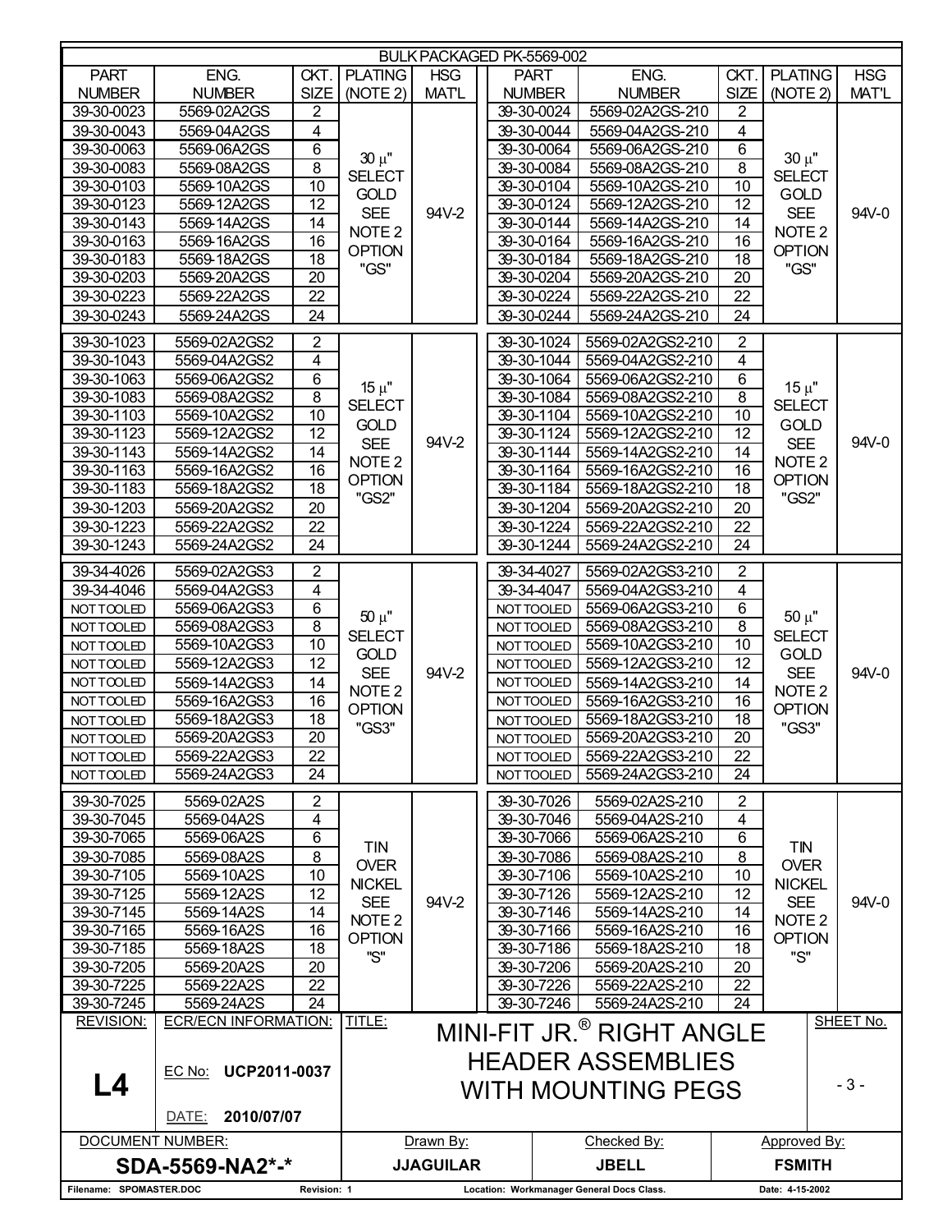| BULK PACKAGED PK-5569-002 | | | | | | | | | |
|---|---|---|---|---|---|---|---|---|---|
| PART NUMBER | ENG. NUMBER | CKT. SIZE | PLATING (NOTE 2) | HSG MAT'L | PART NUMBER | ENG. NUMBER | CKT. SIZE | PLATING (NOTE 2) | HSG MAT'L |
| 39-30-0023 | 5569-02A2GS | 2 | 30 μ" SELECT GOLD SEE NOTE 2 OPTION "GS" | 94V-2 | 39-30-0024 | 5569-02A2GS-210 | 2 | 30 μ" SELECT GOLD SEE NOTE 2 OPTION "GS" | 94V-0 |
| 39-30-0043 | 5569-04A2GS | 4 | | | 39-30-0044 | 5569-04A2GS-210 | 4 | | |
| 39-30-0063 | 5569-06A2GS | 6 | | | 39-30-0064 | 5569-06A2GS-210 | 6 | | |
| 39-30-0083 | 5569-08A2GS | 8 | | | 39-30-0084 | 5569-08A2GS-210 | 8 | | |
| 39-30-0103 | 5569-10A2GS | 10 | | | 39-30-0104 | 5569-10A2GS-210 | 10 | | |
| 39-30-0123 | 5569-12A2GS | 12 | | | 39-30-0124 | 5569-12A2GS-210 | 12 | | |
| 39-30-0143 | 5569-14A2GS | 14 | | | 39-30-0144 | 5569-14A2GS-210 | 14 | | |
| 39-30-0163 | 5569-16A2GS | 16 | | | 39-30-0164 | 5569-16A2GS-210 | 16 | | |
| 39-30-0183 | 5569-18A2GS | 18 | | | 39-30-0184 | 5569-18A2GS-210 | 18 | | |
| 39-30-0203 | 5569-20A2GS | 20 | | | 39-30-0204 | 5569-20A2GS-210 | 20 | | |
| 39-30-0223 | 5569-22A2GS | 22 | | | 39-30-0224 | 5569-22A2GS-210 | 22 | | |
| 39-30-0243 | 5569-24A2GS | 24 | | | 39-30-0244 | 5569-24A2GS-210 | 24 | | |
| 39-30-1023 | 5569-02A2GS2 | 2 | 15 μ" SELECT GOLD SEE NOTE 2 OPTION "GS2" | 94V-2 | 39-30-1024 | 5569-02A2GS2-210 | 2 | 15 μ" SELECT GOLD SEE NOTE 2 OPTION "GS2" | 94V-0 |
| 39-30-1043 | 5569-04A2GS2 | 4 | | | 39-30-1044 | 5569-04A2GS2-210 | 4 | | |
| 39-30-1063 | 5569-06A2GS2 | 6 | | | 39-30-1064 | 5569-06A2GS2-210 | 6 | | |
| 39-30-1083 | 5569-08A2GS2 | 8 | | | 39-30-1084 | 5569-08A2GS2-210 | 8 | | |
| 39-30-1103 | 5569-10A2GS2 | 10 | | | 39-30-1104 | 5569-10A2GS2-210 | 10 | | |
| 39-30-1123 | 5569-12A2GS2 | 12 | | | 39-30-1124 | 5569-12A2GS2-210 | 12 | | |
| 39-30-1143 | 5569-14A2GS2 | 14 | | | 39-30-1144 | 5569-14A2GS2-210 | 14 | | |
| 39-30-1163 | 5569-16A2GS2 | 16 | | | 39-30-1164 | 5569-16A2GS2-210 | 16 | | |
| 39-30-1183 | 5569-18A2GS2 | 18 | | | 39-30-1184 | 5569-18A2GS2-210 | 18 | | |
| 39-30-1203 | 5569-20A2GS2 | 20 | | | 39-30-1204 | 5569-20A2GS2-210 | 20 | | |
| 39-30-1223 | 5569-22A2GS2 | 22 | | | 39-30-1224 | 5569-22A2GS2-210 | 22 | | |
| 39-30-1243 | 5569-24A2GS2 | 24 | | | 39-30-1244 | 5569-24A2GS2-210 | 24 | | |
| 39-34-4026 | 5569-02A2GS3 | 2 | 50 μ" SELECT GOLD SEE NOTE 2 OPTION "GS3" | 94V-2 | 39-34-4027 | 5569-02A2GS3-210 | 2 | 50 μ" SELECT GOLD SEE NOTE 2 OPTION "GS3" | 94V-0 |
| 39-34-4046 | 5569-04A2GS3 | 4 | | | 39-34-4047 | 5569-04A2GS3-210 | 4 | | |
| NOT TOOLED | 5569-06A2GS3 | 6 | | | NOT TOOLED | 5569-06A2GS3-210 | 6 | | |
| NOT TOOLED | 5569-08A2GS3 | 8 | | | NOT TOOLED | 5569-08A2GS3-210 | 8 | | |
| NOT TOOLED | 5569-10A2GS3 | 10 | | | NOT TOOLED | 5569-10A2GS3-210 | 10 | | |
| NOT TOOLED | 5569-12A2GS3 | 12 | | | NOT TOOLED | 5569-12A2GS3-210 | 12 | | |
| NOT TOOLED | 5569-14A2GS3 | 14 | | | NOT TOOLED | 5569-14A2GS3-210 | 14 | | |
| NOT TOOLED | 5569-16A2GS3 | 16 | | | NOT TOOLED | 5569-16A2GS3-210 | 16 | | |
| NOT TOOLED | 5569-18A2GS3 | 18 | | | NOT TOOLED | 5569-18A2GS3-210 | 18 | | |
| NOT TOOLED | 5569-20A2GS3 | 20 | | | NOT TOOLED | 5569-20A2GS3-210 | 20 | | |
| NOT TOOLED | 5569-22A2GS3 | 22 | | | NOT TOOLED | 5569-22A2GS3-210 | 22 | | |
| NOT TOOLED | 5569-24A2GS3 | 24 | | | NOT TOOLED | 5569-24A2GS3-210 | 24 | | |
| 39-30-7025 | 5569-02A2S | 2 | TIN OVER NICKEL SEE NOTE 2 OPTION "S" | 94V-2 | 39-30-7026 | 5569-02A2S-210 | 2 | TIN OVER NICKEL SEE NOTE 2 OPTION "S" | 94V-0 |
| 39-30-7045 | 5569-04A2S | 4 | | | 39-30-7046 | 5569-04A2S-210 | 4 | | |
| 39-30-7065 | 5569-06A2S | 6 | | | 39-30-7066 | 5569-06A2S-210 | 6 | | |
| 39-30-7085 | 5569-08A2S | 8 | | | 39-30-7086 | 5569-08A2S-210 | 8 | | |
| 39-30-7105 | 5569-10A2S | 10 | | | 39-30-7106 | 5569-10A2S-210 | 10 | | |
| 39-30-7125 | 5569-12A2S | 12 | | | 39-30-7126 | 5569-12A2S-210 | 12 | | |
| 39-30-7145 | 5569-14A2S | 14 | | | 39-30-7146 | 5569-14A2S-210 | 14 | | |
| 39-30-7165 | 5569-16A2S | 16 | | | 39-30-7166 | 5569-16A2S-210 | 16 | | |
| 39-30-7185 | 5569-18A2S | 18 | | | 39-30-7186 | 5569-18A2S-210 | 18 | | |
| 39-30-7205 | 5569-20A2S | 20 | | | 39-30-7206 | 5569-20A2S-210 | 20 | | |
| 39-30-7225 | 5569-22A2S | 22 | | | 39-30-7226 | 5569-22A2S-210 | 22 | | |
| 39-30-7245 | 5569-24A2S | 24 | | | 39-30-7246 | 5569-24A2S-210 | 24 | | |

| REVISION: | ECR/ECN INFORMATION: | TITLE: | | SHEET No. |
|---|---|---|---|---|
| L4 | EC No: **UCP2011-0037** DATE: **2010/07/07** | MINI-FIT JR.® RIGHT ANGLE HEADER ASSEMBLIES WITH MOUNTING PEGS | | - 3 - |
| DOCUMENT NUMBER: | | Drawn By: | Checked By: | Approved By: |
| **SDA-5569-NA2*-*** | | **JJAGUILAR** | **JBELL** | **FSMITH** |

Filename: SPOMASTER.DOC Revision: 1 Location: Workmanager General Docs Class. Date: 4-15-2002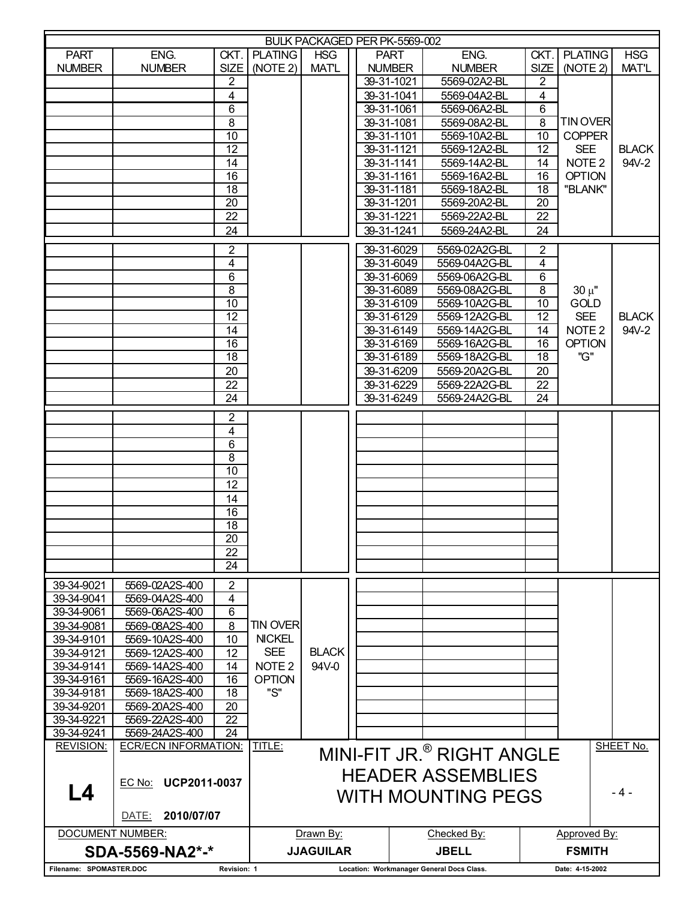BULK PACKAGED PER PK-5569-002

| PART NUMBER | ENG. NUMBER | CKT. SIZE | PLATING (NOTE 2) | HSG MAT'L | PART NUMBER | ENG. NUMBER | CKT. SIZE | PLATING (NOTE 2) | HSG MAT'L |
|---|---|---|---|---|---|---|---|---|---|
| | | 2 | | | 39-31-1021 | 5569-02A2-BL | 2 | TIN OVER COPPER SEE NOTE 2 OPTION "BLANK" | BLACK 94V-2 |
| | | 4 | | | 39-31-1041 | 5569-04A2-BL | 4 | | |
| | | 6 | | | 39-31-1061 | 5569-06A2-BL | 6 | | |
| | | 8 | | | 39-31-1081 | 5569-08A2-BL | 8 | | |
| | | 10 | | | 39-31-1101 | 5569-10A2-BL | 10 | | |
| | | 12 | | | 39-31-1121 | 5569-12A2-BL | 12 | | |
| | | 14 | | | 39-31-1141 | 5569-14A2-BL | 14 | | |
| | | 16 | | | 39-31-1161 | 5569-16A2-BL | 16 | | |
| | | 18 | | | 39-31-1181 | 5569-18A2-BL | 18 | | |
| | | 20 | | | 39-31-1201 | 5569-20A2-BL | 20 | | |
| | | 22 | | | 39-31-1221 | 5569-22A2-BL | 22 | | |
| | | 24 | | | 39-31-1241 | 5569-24A2-BL | 24 | | |
| | | 2 | | | 39-31-6029 | 5569-02A2G-BL | 2 | 30 μ" GOLD SEE NOTE 2 OPTION "G" | BLACK 94V-2 |
| | | 4 | | | 39-31-6049 | 5569-04A2G-BL | 4 | | |
| | | 6 | | | 39-31-6069 | 5569-06A2G-BL | 6 | | |
| | | 8 | | | 39-31-6089 | 5569-08A2G-BL | 8 | | |
| | | 10 | | | 39-31-6109 | 5569-10A2G-BL | 10 | | |
| | | 12 | | | 39-31-6129 | 5569-12A2G-BL | 12 | | |
| | | 14 | | | 39-31-6149 | 5569-14A2G-BL | 14 | | |
| | | 16 | | | 39-31-6169 | 5569-16A2G-BL | 16 | | |
| | | 18 | | | 39-31-6189 | 5569-18A2G-BL | 18 | | |
| | | 20 | | | 39-31-6209 | 5569-20A2G-BL | 20 | | |
| | | 22 | | | 39-31-6229 | 5569-22A2G-BL | 22 | | |
| | | 24 | | | 39-31-6249 | 5569-24A2G-BL | 24 | | |
| | | 2 | | | | | | | |
| | | 4 | | | | | | | |
| | | 6 | | | | | | | |
| | | 8 | | | | | | | |
| | | 10 | | | | | | | |
| | | 12 | | | | | | | |
| | | 14 | | | | | | | |
| | | 16 | | | | | | | |
| | | 18 | | | | | | | |
| | | 20 | | | | | | | |
| | | 22 | | | | | | | |
| | | 24 | | | | | | | |
| 39-34-9021 | 5569-02A2S-400 | 2 | TIN OVER NICKEL SEE NOTE 2 OPTION "S" | BLACK 94V-0 | | | | | |
| 39-34-9041 | 5569-04A2S-400 | 4 | | | | | | | |
| 39-34-9061 | 5569-06A2S-400 | 6 | | | | | | | |
| 39-34-9081 | 5569-08A2S-400 | 8 | | | | | | | |
| 39-34-9101 | 5569-10A2S-400 | 10 | | | | | | | |
| 39-34-9121 | 5569-12A2S-400 | 12 | | | | | | | |
| 39-34-9141 | 5569-14A2S-400 | 14 | | | | | | | |
| 39-34-9161 | 5569-16A2S-400 | 16 | | | | | | | |
| 39-34-9181 | 5569-18A2S-400 | 18 | | | | | | | |
| 39-34-9201 | 5569-20A2S-400 | 20 | | | | | | | |
| 39-34-9221 | 5569-22A2S-400 | 22 | | | | | | | |
| 39-34-9241 | 5569-24A2S-400 | 24 | | | | | | | |

| REVISION: | ECR/ECN INFORMATION: | TITLE: | SHEET No. |
|---|---|---|---|
| L4 | EC No: UCP2011-0037 DATE: 2010/07/07 | MINI-FIT JR.® RIGHT ANGLE HEADER ASSEMBLIES WITH MOUNTING PEGS | - 4 - |

| DOCUMENT NUMBER: | Drawn By: | Checked By: | Approved By: |
|---|---|---|---|
| SDA-5569-NA2*-* | JJAGUILAR | JBELL | FSMITH |

Filename: SPOMASTER.DOC Revision: 1 Location: Workmanager General Docs Class. Date: 4-15-2002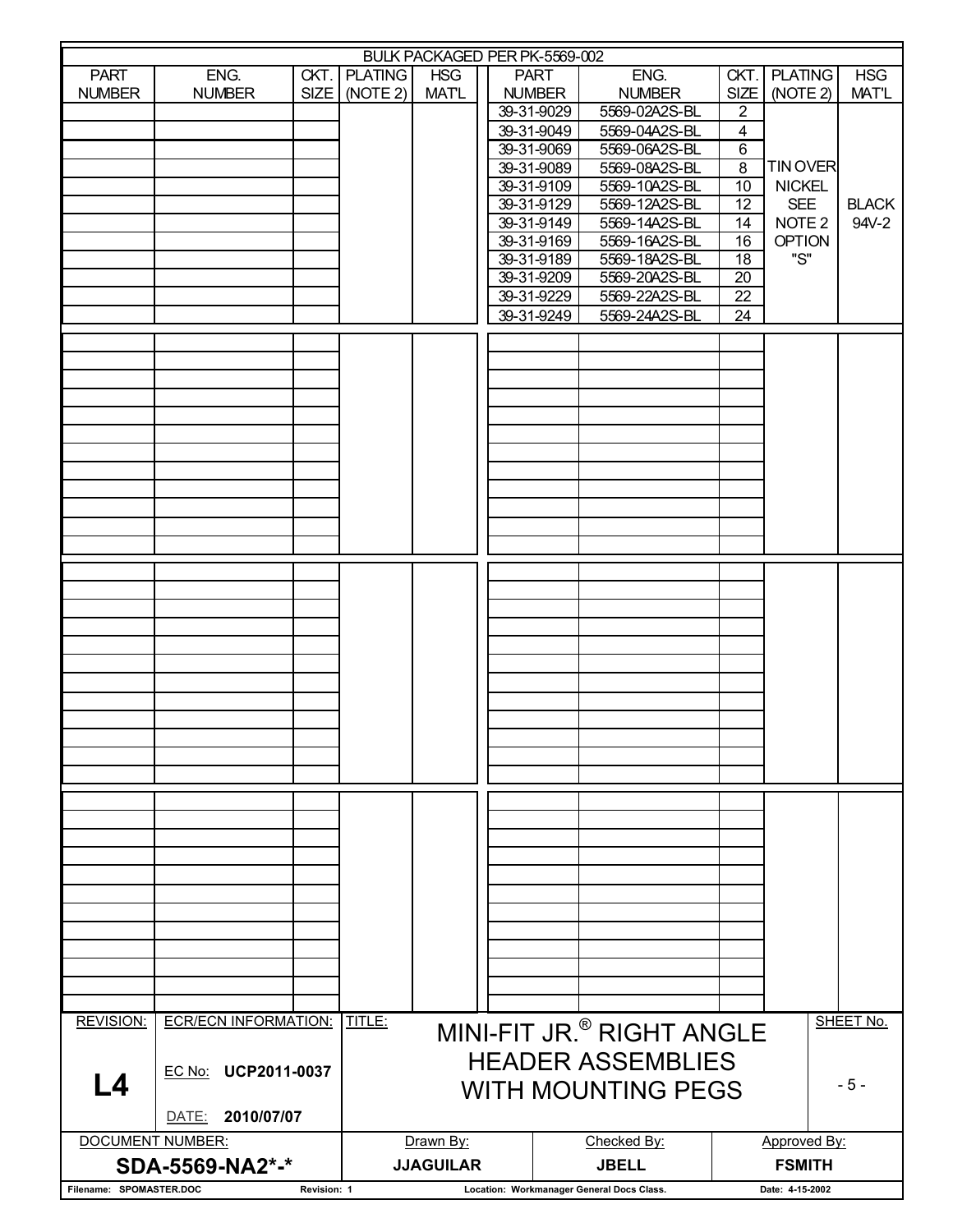BULK PACKAGED PER PK-5569-002

| PART NUMBER | ENG. NUMBER | CKT. SIZE | PLATING (NOTE 2) | HSG MAT'L | PART NUMBER | ENG. NUMBER | CKT. SIZE | PLATING (NOTE 2) | HSG MAT'L |
|---|---|---|---|---|---|---|---|---|---|
| | | | | | 39-31-9029 | 5569-02A2S-BL | 2 | TIN OVER NICKEL SEE NOTE 2 OPTION "S" | BLACK 94V-2 |
| | | | | | 39-31-9049 | 5569-04A2S-BL | 4 | | |
| | | | | | 39-31-9069 | 5569-06A2S-BL | 6 | | |
| | | | | | 39-31-9089 | 5569-08A2S-BL | 8 | | |
| | | | | | 39-31-9109 | 5569-10A2S-BL | 10 | | |
| | | | | | 39-31-9129 | 5569-12A2S-BL | 12 | | |
| | | | | | 39-31-9149 | 5569-14A2S-BL | 14 | | |
| | | | | | 39-31-9169 | 5569-16A2S-BL | 16 | | |
| | | | | | 39-31-9189 | 5569-18A2S-BL | 18 | | |
| | | | | | 39-31-9209 | 5569-20A2S-BL | 20 | | |
| | | | | | 39-31-9229 | 5569-22A2S-BL | 22 | | |
| | | | | | 39-31-9249 | 5569-24A2S-BL | 24 | | |

| REVISION: | ECR/ECN INFORMATION: | TITLE: | SHEET No. |
|---|---|---|---|
| L4 | EC No: UCP2011-0037 DATE: 2010/07/07 | MINI-FIT JR.® RIGHT ANGLE HEADER ASSEMBLIES WITH MOUNTING PEGS | - 5 - |

| DOCUMENT NUMBER: | Drawn By: | Checked By: | Approved By: |
|---|---|---|---|
| SDA-5569-NA2*-* | JJAGUILAR | JBELL | FSMITH |

Filename: SPOMASTER.DOC Revision: 1 Location: Workmanager General Docs Class. Date: 4-15-2002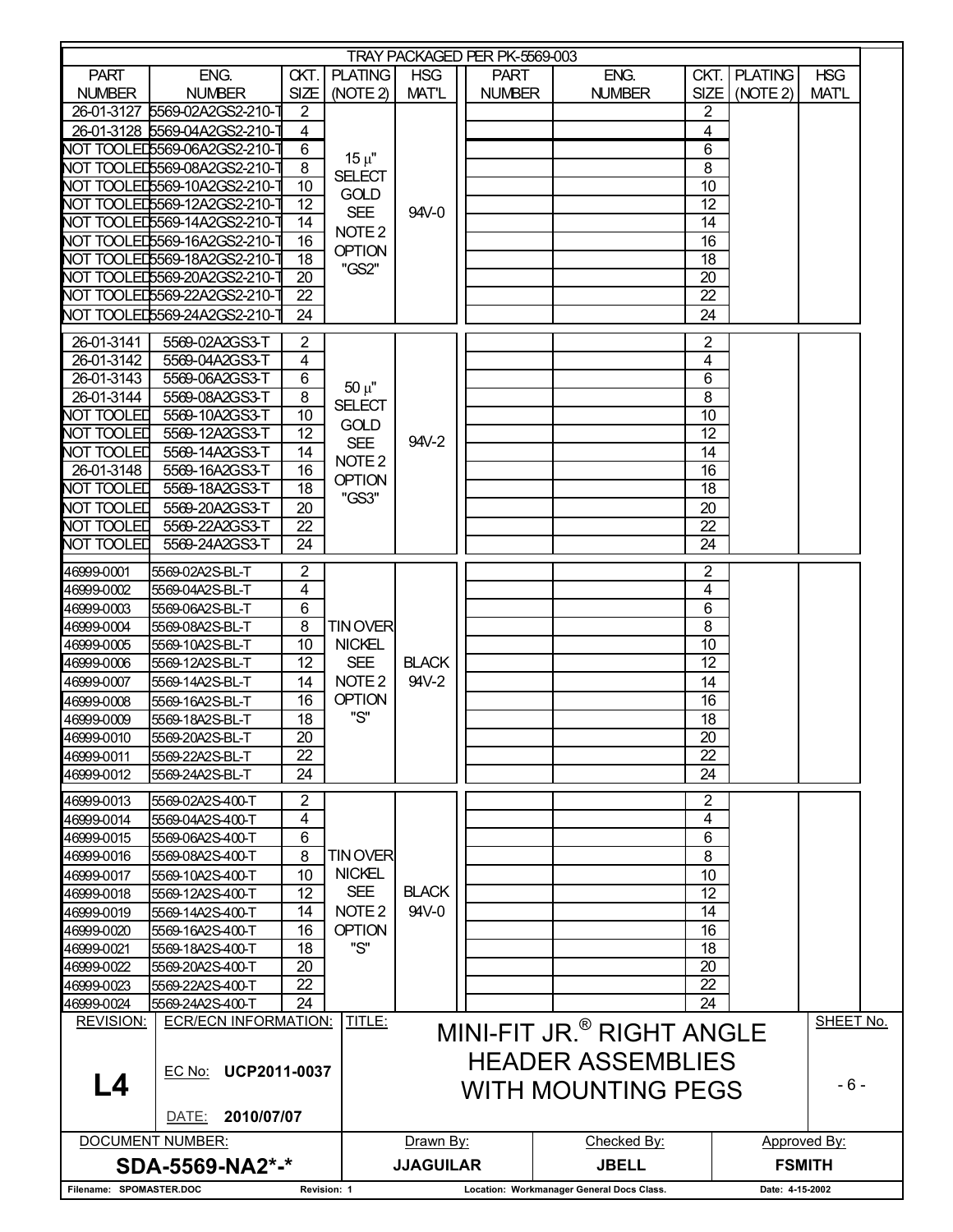TRAY PACKAGED PER PK-5569-003

| PART NUMBER | ENG. NUMBER | CKT. SIZE | PLATING (NOTE 2) | HSG MAT'L | PART NUMBER | ENG. NUMBER | CKT. SIZE | PLATING (NOTE 2) | HSG MAT'L |
|---|---|---|---|---|---|---|---|---|---|
| 26-01-3127 | 5569-02A2GS2-210-T | 2 | 15 μ" SELECT GOLD SEE NOTE 2 OPTION "GS2" | 94V-0 | | | 2 | | |
| 26-01-3128 | 5569-04A2GS2-210-T | 4 | | | | | 4 | | |
| NOT TOOLED | 5569-06A2GS2-210-T | 6 | | | | | 6 | | |
| NOT TOOLED | 5569-08A2GS2-210-T | 8 | | | | | 8 | | |
| NOT TOOLED | 5569-10A2GS2-210-T | 10 | | | | | 10 | | |
| NOT TOOLED | 5569-12A2GS2-210-T | 12 | | | | | 12 | | |
| NOT TOOLED | 5569-14A2GS2-210-T | 14 | | | | | 14 | | |
| NOT TOOLED | 5569-16A2GS2-210-T | 16 | | | | | 16 | | |
| NOT TOOLED | 5569-18A2GS2-210-T | 18 | | | | | 18 | | |
| NOT TOOLED | 5569-20A2GS2-210-T | 20 | | | | | 20 | | |
| NOT TOOLED | 5569-22A2GS2-210-T | 22 | | | | | 22 | | |
| NOT TOOLED | 5569-24A2GS2-210-T | 24 | | | | | 24 | | |
| 26-01-3141 | 5569-02A2GS3-T | 2 | 50 μ" SELECT GOLD SEE NOTE 2 OPTION "GS3" | 94V-2 | | | 2 | | |
| 26-01-3142 | 5569-04A2GS3-T | 4 | | | | | 4 | | |
| 26-01-3143 | 5569-06A2GS3-T | 6 | | | | | 6 | | |
| 26-01-3144 | 5569-08A2GS3-T | 8 | | | | | 8 | | |
| NOT TOOLED | 5569-10A2GS3-T | 10 | | | | | 10 | | |
| NOT TOOLED | 5569-12A2GS3-T | 12 | | | | | 12 | | |
| NOT TOOLED | 5569-14A2GS3-T | 14 | | | | | 14 | | |
| 26-01-3148 | 5569-16A2GS3-T | 16 | | | | | 16 | | |
| NOT TOOLED | 5569-18A2GS3-T | 18 | | | | | 18 | | |
| NOT TOOLED | 5569-20A2GS3-T | 20 | | | | | 20 | | |
| NOT TOOLED | 5569-22A2GS3-T | 22 | | | | | 22 | | |
| NOT TOOLED | 5569-24A2GS3-T | 24 | | | | | 24 | | |
| 46999-0001 | 5569-02A2S-BL-T | 2 | TIN OVER NICKEL SEE NOTE 2 OPTION "S" | BLACK 94V-2 | | | 2 | | |
| 46999-0002 | 5569-04A2S-BL-T | 4 | | | | | 4 | | |
| 46999-0003 | 5569-06A2S-BL-T | 6 | | | | | 6 | | |
| 46999-0004 | 5569-08A2S-BL-T | 8 | | | | | 8 | | |
| 46999-0005 | 5569-10A2S-BL-T | 10 | | | | | 10 | | |
| 46999-0006 | 5569-12A2S-BL-T | 12 | | | | | 12 | | |
| 46999-0007 | 5569-14A2S-BL-T | 14 | | | | | 14 | | |
| 46999-0008 | 5569-16A2S-BL-T | 16 | | | | | 16 | | |
| 46999-0009 | 5569-18A2S-BL-T | 18 | | | | | 18 | | |
| 46999-0010 | 5569-20A2S-BL-T | 20 | | | | | 20 | | |
| 46999-0011 | 5569-22A2S-BL-T | 22 | | | | | 22 | | |
| 46999-0012 | 5569-24A2S-BL-T | 24 | | | | | 24 | | |
| 46999-0013 | 5569-02A2S-400-T | 2 | TIN OVER NICKEL SEE NOTE 2 OPTION "S" | BLACK 94V-0 | | | 2 | | |
| 46999-0014 | 5569-04A2S-400-T | 4 | | | | | 4 | | |
| 46999-0015 | 5569-06A2S-400-T | 6 | | | | | 6 | | |
| 46999-0016 | 5569-08A2S-400-T | 8 | | | | | 8 | | |
| 46999-0017 | 5569-10A2S-400-T | 10 | | | | | 10 | | |
| 46999-0018 | 5569-12A2S-400-T | 12 | | | | | 12 | | |
| 46999-0019 | 5569-14A2S-400-T | 14 | | | | | 14 | | |
| 46999-0020 | 5569-16A2S-400-T | 16 | | | | | 16 | | |
| 46999-0021 | 5569-18A2S-400-T | 18 | | | | | 18 | | |
| 46999-0022 | 5569-20A2S-400-T | 20 | | | | | 20 | | |
| 46999-0023 | 5569-22A2S-400-T | 22 | | | | | 22 | | |
| 46999-0024 | 5569-24A2S-400-T | 24 | | | | | 24 | | |

| REVISION: | ECR/ECN INFORMATION: | TITLE: | SHEET No. |
|---|---|---|---|
| L4 | EC No: **UCP2011-0037** DATE: **2010/07/07** | MINI-FIT JR.® RIGHT ANGLE HEADER ASSEMBLIES WITH MOUNTING PEGS | - 6 - |

| DOCUMENT NUMBER: | Drawn By: | Checked By: | Approved By: |
|---|---|---|---|
| **SDA-5569-NA2*-*** | **JJAGUILAR** | **JBELL** | **FSMITH** |

Filename: SPOMASTER.DOC Revision: 1 Location: Workmanager General Docs Class. Date: 4-15-2002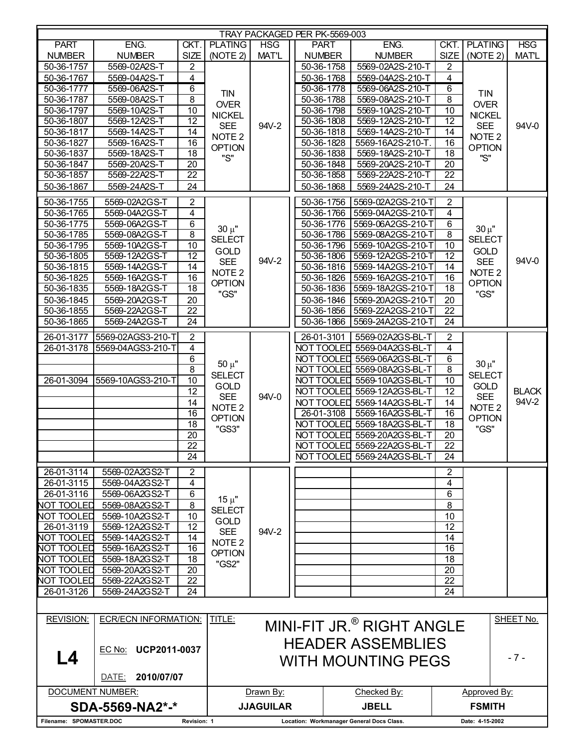TRAY PACKAGED PER PK-5569-003

| PART NUMBER | ENG. NUMBER | CKT. SIZE | PLATING (NOTE 2) | HSG MAT'L | PART NUMBER | ENG. NUMBER | CKT. SIZE | PLATING (NOTE 2) | HSG MAT'L |
|---|---|---|---|---|---|---|---|---|---|
| 50-36-1757 | 5569-02A2S-T | 2 | TIN OVER NICKEL SEE NOTE 2 OPTION "S" | 94V-2 | 50-36-1758 | 5569-02A2S-210-T | 2 | TIN OVER NICKEL SEE NOTE 2 OPTION "S" | 94V-0 |
| 50-36-1767 | 5569-04A2S-T | 4 | | | 50-36-1768 | 5569-04A2S-210-T | 4 | | |
| 50-36-1777 | 5569-06A2S-T | 6 | | | 50-36-1778 | 5569-06A2S-210-T | 6 | | |
| 50-36-1787 | 5569-08A2S-T | 8 | | | 50-36-1788 | 5569-08A2S-210-T | 8 | | |
| 50-36-1797 | 5569-10A2S-T | 10 | | | 50-36-1798 | 5569-10A2S-210-T | 10 | | |
| 50-36-1807 | 5569-12A2S-T | 12 | | | 50-36-1808 | 5569-12A2S-210-T | 12 | | |
| 50-36-1817 | 5569-14A2S-T | 14 | | | 50-36-1818 | 5569-14A2S-210-T | 14 | | |
| 50-36-1827 | 5569-16A2S-T | 16 | | | 50-36-1828 | 5569-16A2S-210-T. | 16 | | |
| 50-36-1837 | 5569-18A2S-T | 18 | | | 50-36-1838 | 5569-18A2S-210-T | 18 | | |
| 50-36-1847 | 5569-20A2S-T | 20 | | | 50-36-1848 | 5569-20A2S-210-T | 20 | | |
| 50-36-1857 | 5569-22A2S-T | 22 | | | 50-36-1858 | 5569-22A2S-210-T | 22 | | |
| 50-36-1867 | 5569-24A2S-T | 24 | | | 50-36-1868 | 5569-24A2S-210-T | 24 | | |
| 50-36-1755 | 5569-02A2GS-T | 2 | 30 μ" SELECT GOLD SEE NOTE 2 OPTION "GS" | 94V-2 | 50-36-1756 | 5569-02A2GS-210-T | 2 | 30 μ" SELECT GOLD SEE NOTE 2 OPTION "GS" | 94V-0 |
| 50-36-1765 | 5569-04A2GS-T | 4 | | | 50-36-1766 | 5569-04A2GS-210-T | 4 | | |
| 50-36-1775 | 5569-06A2GS-T | 6 | | | 50-36-1776 | 5569-06A2GS-210-T | 6 | | |
| 50-36-1785 | 5569-08A2GS-T | 8 | | | 50-36-1786 | 5569-08A2GS-210-T | 8 | | |
| 50-36-1795 | 5569-10A2GS-T | 10 | | | 50-36-1796 | 5569-10A2GS-210-T | 10 | | |
| 50-36-1805 | 5569-12A2GS-T | 12 | | | 50-36-1806 | 5569-12A2GS-210-T | 12 | | |
| 50-36-1815 | 5569-14A2GS-T | 14 | | | 50-36-1816 | 5569-14A2GS-210-T | 14 | | |
| 50-36-1825 | 5569-16A2GS-T | 16 | | | 50-36-1826 | 5569-16A2GS-210-T | 16 | | |
| 50-36-1835 | 5569-18A2GS-T | 18 | | | 50-36-1836 | 5569-18A2GS-210-T | 18 | | |
| 50-36-1845 | 5569-20A2GS-T | 20 | | | 50-36-1846 | 5569-20A2GS-210-T | 20 | | |
| 50-36-1855 | 5569-22A2GS-T | 22 | | | 50-36-1856 | 5569-22A2GS-210-T | 22 | | |
| 50-36-1865 | 5569-24A2GS-T | 24 | | | 50-36-1866 | 5569-24A2GS-210-T | 24 | | |
| 26-01-3177 | 5569-02AGS3-210-T | 2 | 50 μ" SELECT GOLD SEE NOTE 2 OPTION "GS3" | 94V-0 | 26-01-3101 | 5569-02A2GS-BL-T | 2 | 30 μ" SELECT GOLD SEE NOTE 2 OPTION "GS" | BLACK 94V-2 |
| 26-01-3178 | 5569-04AGS3-210-T | 4 | | | NOT TOOLED | 5569-04A2GS-BL-T | 4 | | |
| | | 6 | | | NOT TOOLED | 5569-06A2GS-BL-T | 6 | | |
| | | 8 | | | NOT TOOLED | 5569-08A2GS-BL-T | 8 | | |
| 26-01-3094 | 5569-10AGS3-210-T | 10 | | | NOT TOOLED | 5569-10A2GS-BL-T | 10 | | |
| | | 12 | | | NOT TOOLED | 5569-12A2GS-BL-T | 12 | | |
| | | 14 | | | NOT TOOLED | 5569-14A2GS-BL-T | 14 | | |
| | | 16 | | | 26-01-3108 | 5569-16A2GS-BL-T | 16 | | |
| | | 18 | | | NOT TOOLED | 5569-18A2GS-BL-T | 18 | | |
| | | 20 | | | NOT TOOLED | 5569-20A2GS-BL-T | 20 | | |
| | | 22 | | | NOT TOOLED | 5569-22A2GS-BL-T | 22 | | |
| | | 24 | | | NOT TOOLED | 5569-24A2GS-BL-T | 24 | | |
| 26-01-3114 | 5569-02A2GS2-T | 2 | 15 μ" SELECT GOLD SEE NOTE 2 OPTION "GS2" | 94V-2 | | | 2 | | |
| 26-01-3115 | 5569-04A2GS2-T | 4 | | | | | 4 | | |
| 26-01-3116 | 5569-06A2GS2-T | 6 | | | | | 6 | | |
| NOT TOOLED | 5569-08A2GS2-T | 8 | | | | | 8 | | |
| NOT TOOLED | 5569-10A2GS2-T | 10 | | | | | 10 | | |
| 26-01-3119 | 5569-12A2GS2-T | 12 | | | | | 12 | | |
| NOT TOOLED | 5569-14A2GS2-T | 14 | | | | | 14 | | |
| NOT TOOLED | 5569-16A2GS2-T | 16 | | | | | 16 | | |
| NOT TOOLED | 5569-18A2GS2-T | 18 | | | | | 18 | | |
| NOT TOOLED | 5569-20A2GS2-T | 20 | | | | | 20 | | |
| NOT TOOLED | 5569-22A2GS2-T | 22 | | | | | 22 | | |
| 26-01-3126 | 5569-24A2GS2-T | 24 | | | | | 24 | | |

| REVISION: | ECR/ECN INFORMATION: | TITLE: | SHEET No. |
|---|---|---|---|
| L4 | EC No: UCP2011-0037<br>DATE: 2010/07/07 | MINI-FIT JR.® RIGHT ANGLE HEADER ASSEMBLIES WITH MOUNTING PEGS | - 7 - |

| DOCUMENT NUMBER: | Drawn By: | Checked By: | Approved By: |
|---|---|---|---|
| SDA-5569-NA2*-* | JJAGUILAR | JBELL | FSMITH |

Filename: SPOMASTER.DOC Revision: 1 Location: Workmanager General Docs Class. Date: 4-15-2002